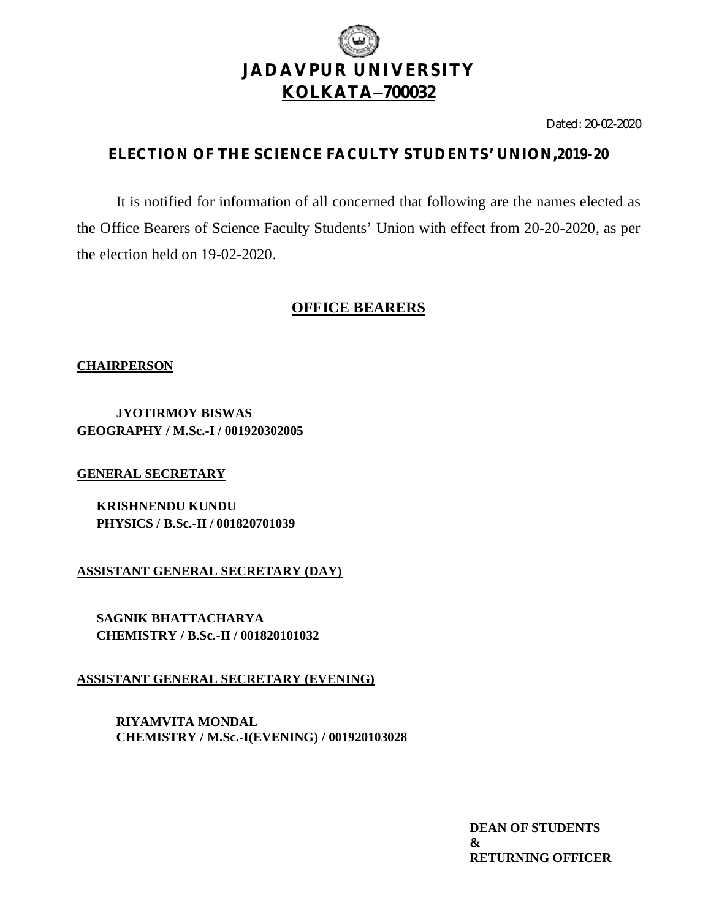# JADAVPUR UNIVERSITY
## KOLKATA – 700032

Dated: 20-02-2020

## ELECTION OF THE SCIENCE FACULTY STUDENTS' UNION,2019-20

It is notified for information of all concerned that following are the names elected as the Office Bearers of Science Faculty Students' Union with effect from 20-20-2020, as per the election held on 19-02-2020.

## OFFICE BEARERS

**CHAIRPERSON**

**JYOTIRMOY BISWAS**
**GEOGRAPHY / M.Sc.-I / 001920302005**

**GENERAL SECRETARY**

**KRISHNENDU KUNDU**
**PHYSICS / B.Sc.-II / 001820701039**

**ASSISTANT GENERAL SECRETARY (DAY)**

**SAGNIK BHATTACHARYA**
**CHEMISTRY / B.Sc.-II / 001820101032**

**ASSISTANT GENERAL SECRETARY (EVENING)**

**RIYAMVITA MONDAL**
**CHEMISTRY / M.Sc.-I(EVENING) / 001920103028**

**DEAN OF STUDENTS**
**&**
**RETURNING OFFICER**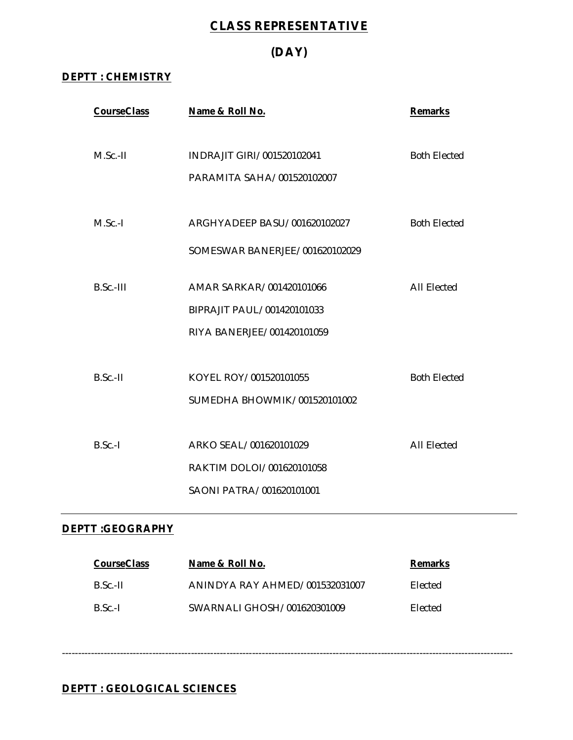# CLASS REPRESENTATIVE

## (DAY)

**DEPTT : CHEMISTRY**

| CourseClass | Name & Roll No. | Remarks |
|---|---|---|
| M.Sc.-II | INDRAJIT GIRI/001520102041 | Both Elected |
| | PARAMITA SAHA/001520102007 | |
| M.Sc.-I | ARGHYADEEP BASU/001620102027 | Both Elected |
| | SOMESWAR BANERJEE/001620102029 | |
| B.Sc.-III | AMAR SARKAR/001420101066 | All Elected |
| | BIPRAJIT PAUL/001420101033 | |
| | RIYA BANERJEE/001420101059 | |
| B.Sc.-II | KOYEL ROY/001520101055 | Both Elected |
| | SUMEDHA BHOWMIK/001520101002 | |
| B.Sc.-I | ARKO SEAL/001620101029 | All Elected |
| | RAKTIM DOLOI/001620101058 | |
| | SAONI PATRA/001620101001 | |

---

**DEPTT :GEOGRAPHY**

| CourseClass | Name & Roll No. | Remarks |
|---|---|---|
| B.Sc.-II | ANINDYA RAY AHMED/001532031007 | Elected |
| B.Sc.-I | SWARNALI GHOSH/001620301009 | Elected |

---

**DEPTT : GEOLOGICAL SCIENCES**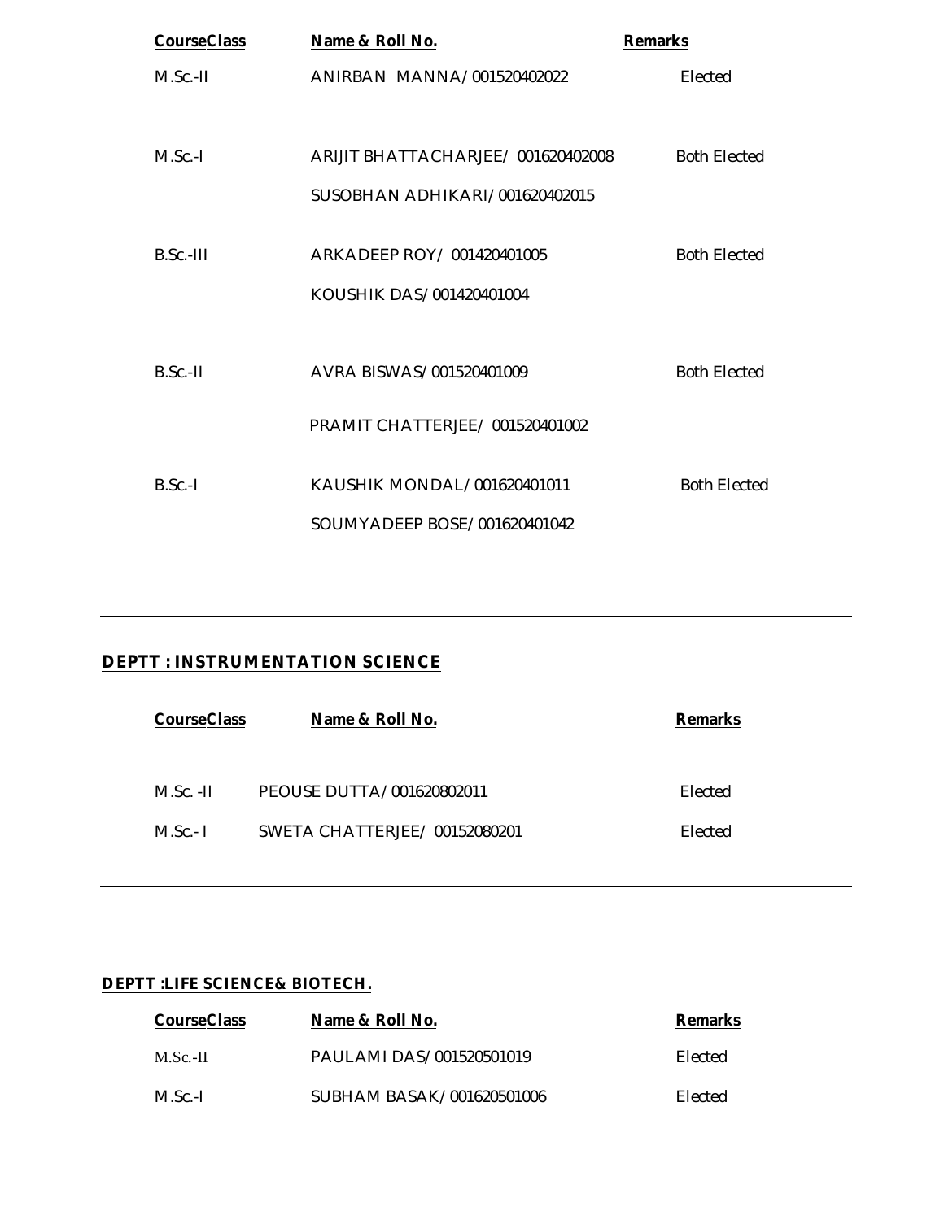| CourseClass | Name & Roll No. | Remarks |
|---|---|---|
| M.Sc.-II | ANIRBAN MANNA/001520402022 | Elected |
| M.Sc.-I | ARIJIT BHATTACHARJEE/ 001620402008 | Both Elected |
| | SUSOBHAN ADHIKARI/001620402015 | |
| B.Sc.-III | ARKADEEP ROY/ 001420401005 | Both Elected |
| | KOUSHIK DAS/001420401004 | |
| B.Sc.-II | AVRA BISWAS/001520401009 | Both Elected |
| | PRAMIT CHATTERJEE/ 001520401002 | |
| B.Sc.-I | KAUSHIK MONDAL/001620401011 | Both Elected |
| | SOUMYADEEP BOSE/001620401042 | |

---

## DEPTT : INSTRUMENTATION SCIENCE

| CourseClass | Name & Roll No. | Remarks |
|---|---|---|
| M.Sc. -II | PEOUSE DUTTA/001620802011 | Elected |
| M.Sc.- I | SWETA CHATTERJEE/ 00152080201 | Elected |

---

## DEPTT :LIFE SCIENCE& BIOTECH.

| CourseClass | Name & Roll No. | Remarks |
|---|---|---|
| M.Sc.-II | PAULAMI DAS/001520501019 | Elected |
| M.Sc.-I | SUBHAM BASAK/001620501006 | Elected |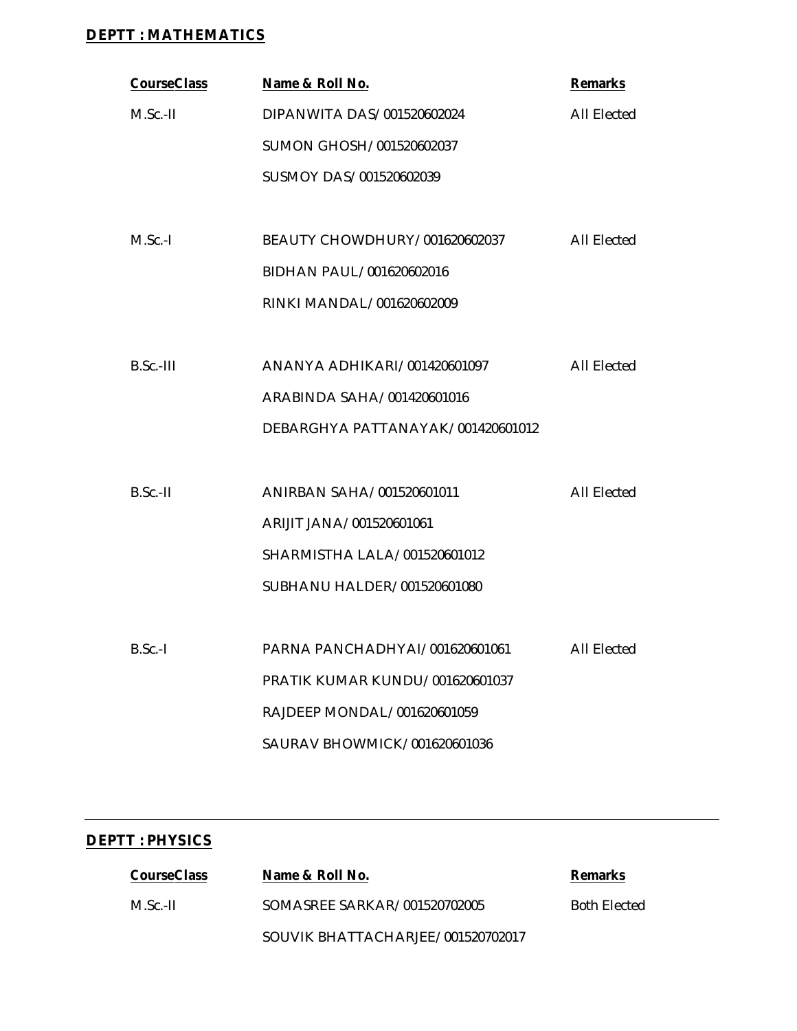**DEPTT : MATHEMATICS**

| CourseClass | Name & Roll No. | Remarks |
| --- | --- | --- |
| M.Sc.-II | DIPANWITA DAS/001520602024 | All Elected |
| | SUMON GHOSH/001520602037 | |
| | SUSMOY DAS/001520602039 | |
| M.Sc.-I | BEAUTY CHOWDHURY/001620602037 | All Elected |
| | BIDHAN PAUL/001620602016 | |
| | RINKI MANDAL/001620602009 | |
| B.Sc.-III | ANANYA ADHIKARI/001420601097 | All Elected |
| | ARABINDA SAHA/001420601016 | |
| | DEBARGHYA PATTANAYAK/001420601012 | |
| B.Sc.-II | ANIRBAN SAHA/001520601011 | All Elected |
| | ARIJIT JANA/001520601061 | |
| | SHARMISTHA LALA/001520601012 | |
| | SUBHANU HALDER/001520601080 | |
| B.Sc.-I | PARNA PANCHADHYAI/001620601061 | All Elected |
| | PRATIK KUMAR KUNDU/001620601037 | |
| | RAJDEEP MONDAL/001620601059 | |
| | SAURAV BHOWMICK/001620601036 | |

---

**DEPTT : PHYSICS**

| CourseClass | Name & Roll No. | Remarks |
| --- | --- | --- |
| M.Sc.-II | SOMASREE SARKAR/001520702005 | Both Elected |
| | SOUVIK BHATTACHARJEE/001520702017 | |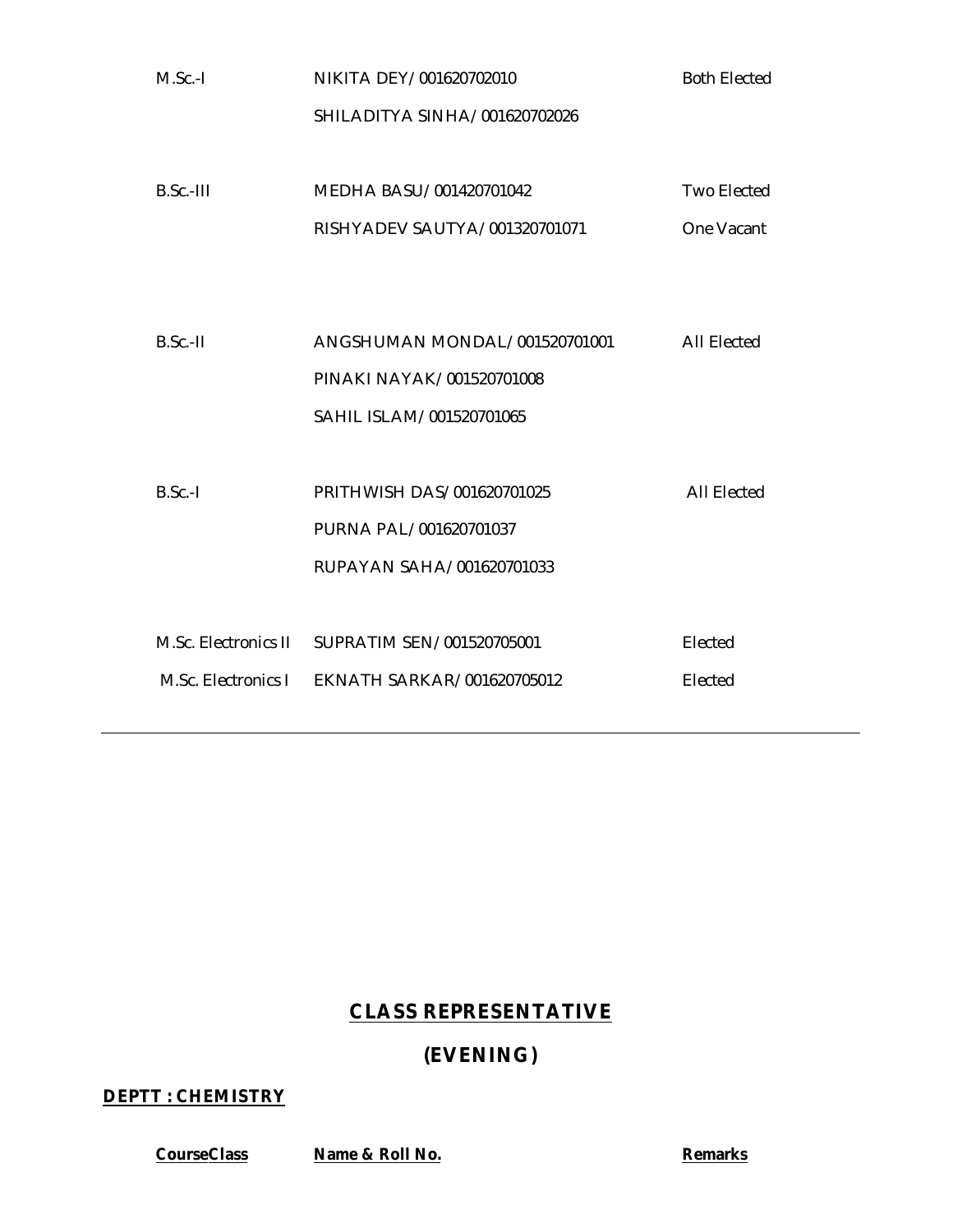| | | |
|---|---|---|
| M.Sc.-I | NIKITA DEY/001620702010 | Both Elected |
| | SHILADITYA SINHA/001620702026 | |
| B.Sc.-III | MEDHA BASU/001420701042 | Two Elected |
| | RISHYADEV SAUTYA/001320701071 | One Vacant |
| B.Sc.-II | ANGSHUMAN MONDAL/001520701001 | All Elected |
| | PINAKI NAYAK/001520701008 | |
| | SAHIL ISLAM/001520701065 | |
| B.Sc.-I | PRITHWISH DAS/001620701025 | All Elected |
| | PURNA PAL/001620701037 | |
| | RUPAYAN SAHA/001620701033 | |
| M.Sc. Electronics II | SUPRATIM SEN/001520705001 | Elected |
| M.Sc. Electronics I | EKNATH SARKAR/001620705012 | Elected |

---

## CLASS REPRESENTATIVE

## (EVENING)

**DEPTT : CHEMISTRY**

| **CourseClass** | **Name & Roll No.** | **Remarks** |
|---|---|---|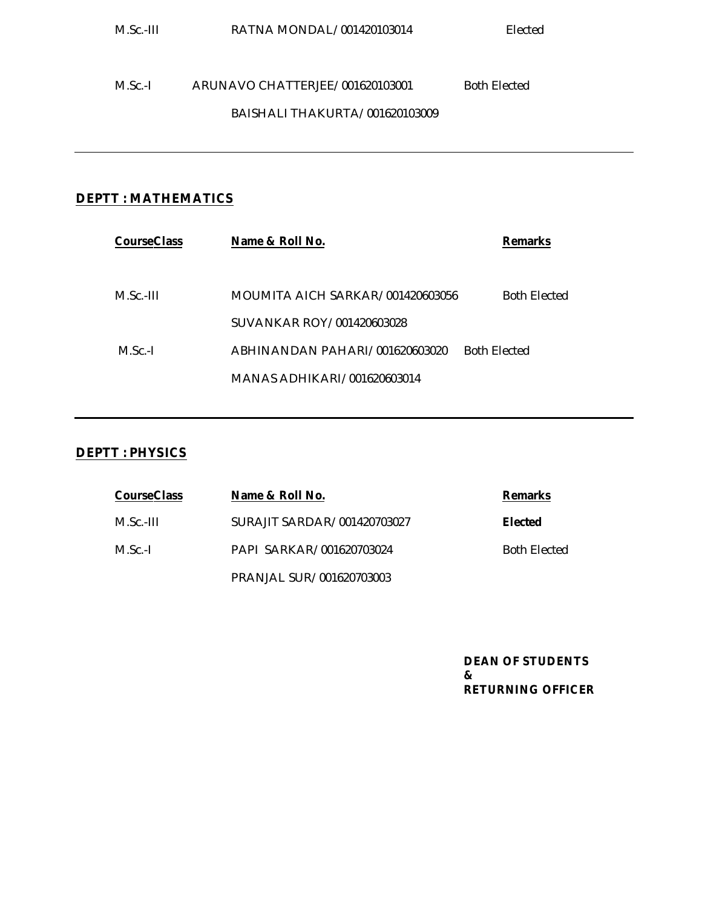| | | |
|---|---|---|
| M.Sc.-III | RATNA MONDAL/001420103014 | Elected |
| M.Sc.-I | ARUNAVO CHATTERJEE/001620103001 | Both Elected |
| | BAISHALI THAKURTA/001620103009 | |

---

## DEPTT : MATHEMATICS

| CourseClass | Name & Roll No. | Remarks |
|---|---|---|
| M.Sc.-III | MOUMITA AICH SARKAR/001420603056 | Both Elected |
| | SUVANKAR ROY/001420603028 | |
| M.Sc.-I | ABHINANDAN PAHARI/001620603020 | Both Elected |
| | MANAS ADHIKARI/001620603014 | |

---

## DEPTT : PHYSICS

| CourseClass | Name & Roll No. | Remarks |
|---|---|---|
| M.Sc.-III | SURAJIT SARDAR/001420703027 | **Elected** |
| M.Sc.-I | PAPI SARKAR/001620703024 | Both Elected |
| | PRANJAL SUR/001620703003 | |

**DEAN OF STUDENTS**
**&**
**RETURNING OFFICER**